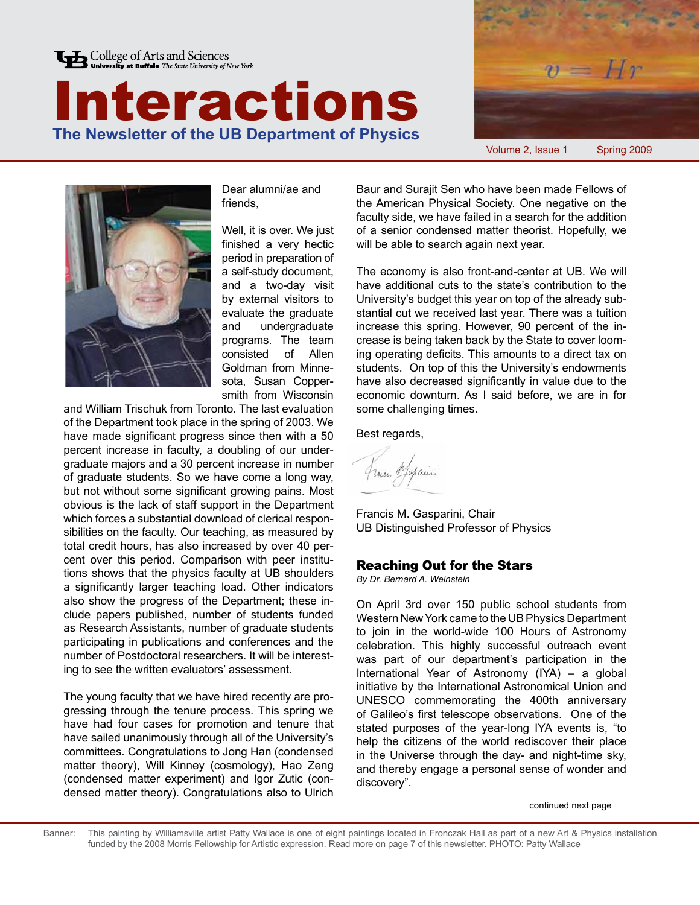College of Arts and Sciences
University at Buffalo *The State University of New York*

# Interactions

## The Newsletter of the UB Department of Physics

$v = Hr$

Volume 2, Issue 1 Spring 2009

Dear alumni/ae and friends,

Well, it is over. We just finished a very hectic period in preparation of a self-study document, and a two-day visit by external visitors to evaluate the graduate and undergraduate programs. The team consisted of Allen Goldman from Minnesota, Susan Coppersmith from Wisconsin and William Trischuk from Toronto. The last evaluation of the Department took place in the spring of 2003. We have made significant progress since then with a 50 percent increase in faculty, a doubling of our undergraduate majors and a 30 percent increase in number of graduate students. So we have come a long way, but not without some significant growing pains. Most obvious is the lack of staff support in the Department which forces a substantial download of clerical responsibilities on the faculty. Our teaching, as measured by total credit hours, has also increased by over 40 percent over this period. Comparison with peer institutions shows that the physics faculty at UB shoulders a significantly larger teaching load. Other indicators also show the progress of the Department; these include papers published, number of students funded as Research Assistants, number of graduate students participating in publications and conferences and the number of Postdoctoral researchers. It will be interesting to see the written evaluators' assessment.

The young faculty that we have hired recently are progressing through the tenure process. This spring we have had four cases for promotion and tenure that have sailed unanimously through all of the University's committees. Congratulations to Jong Han (condensed matter theory), Will Kinney (cosmology), Hao Zeng (condensed matter experiment) and Igor Zutic (condensed matter theory). Congratulations also to Ulrich Baur and Surajit Sen who have been made Fellows of the American Physical Society. One negative on the faculty side, we have failed in a search for the addition of a senior condensed matter theorist. Hopefully, we will be able to search again next year.

The economy is also front-and-center at UB. We will have additional cuts to the state's contribution to the University's budget this year on top of the already substantial cut we received last year. There was a tuition increase this spring. However, 90 percent of the increase is being taken back by the State to cover looming operating deficits. This amounts to a direct tax on students. On top of this the University's endowments have also decreased significantly in value due to the economic downturn. As I said before, we are in for some challenging times.

Best regards,

Francis M. Gasparini, Chair
UB Distinguished Professor of Physics

### Reaching Out for the Stars

*By Dr. Bernard A. Weinstein*

On April 3rd over 150 public school students from Western New York came to the UB Physics Department to join in the world-wide 100 Hours of Astronomy celebration. This highly successful outreach event was part of our department's participation in the International Year of Astronomy (IYA) – a global initiative by the International Astronomical Union and UNESCO commemorating the 400th anniversary of Galileo's first telescope observations. One of the stated purposes of the year-long IYA events is, "to help the citizens of the world rediscover their place in the Universe through the day- and night-time sky, and thereby engage a personal sense of wonder and discovery".

continued next page

Banner: This painting by Williamsville artist Patty Wallace is one of eight paintings located in Fronczak Hall as part of a new Art & Physics installation funded by the 2008 Morris Fellowship for Artistic expression. Read more on page 7 of this newsletter. PHOTO: Patty Wallace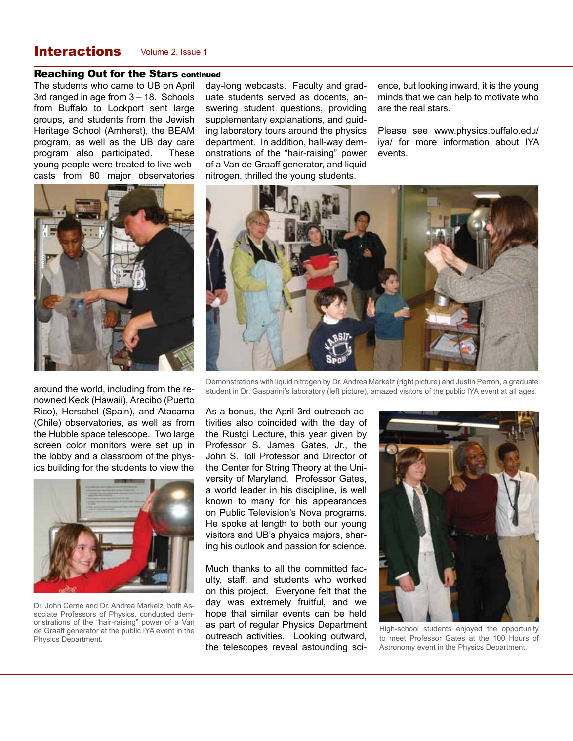## Reaching Out for the Stars continued

The students who came to UB on April 3rd ranged in age from 3 – 18. Schools from Buffalo to Lockport sent large groups, and students from the Jewish Heritage School (Amherst), the BEAM program, as well as the UB day care program also participated. These young people were treated to live webcasts from 80 major observatories around the world, including from the renowned Keck (Hawaii), Arecibo (Puerto Rico), Herschel (Spain), and Atacama (Chile) observatories, as well as from the Hubble space telescope. Two large screen color monitors were set up in the lobby and a classroom of the physics building for the students to view the day-long webcasts. Faculty and graduate students served as docents, answering student questions, providing supplementary explanations, and guiding laboratory tours around the physics department. In addition, hall-way demonstrations of the "hair-raising" power of a Van de Graaff generator, and liquid nitrogen, thrilled the young students.

Demonstrations with liquid nitrogen by Dr. Andrea Markelz (right picture) and Justin Perron, a graduate student in Dr. Gasparini's laboratory (left picture), amazed visitors of the public IYA event at all ages.

Dr. John Cerne and Dr. Andrea Markelz, both Associate Professors of Physics, conducted demonstrations of the "hair-raising" power of a Van de Graaff generator at the public IYA event in the Physics Department.

As a bonus, the April 3rd outreach activities also coincided with the day of the Rustgi Lecture, this year given by Professor S. James Gates, Jr., the John S. Toll Professor and Director of the Center for String Theory at the University of Maryland. Professor Gates, a world leader in his discipline, is well known to many for his appearances on Public Television's Nova programs. He spoke at length to both our young visitors and UB's physics majors, sharing his outlook and passion for science.

Much thanks to all the committed faculty, staff, and students who worked on this project. Everyone felt that the day was extremely fruitful, and we hope that similar events can be held as part of regular Physics Department outreach activities. Looking outward, the telescopes reveal astounding science, but looking inward, it is the young minds that we can help to motivate who are the real stars.

Please see www.physics.buffalo.edu/iya/ for more information about IYA events.

High-school students enjoyed the opportunity to meet Professor Gates at the 100 Hours of Astronomy event in the Physics Department.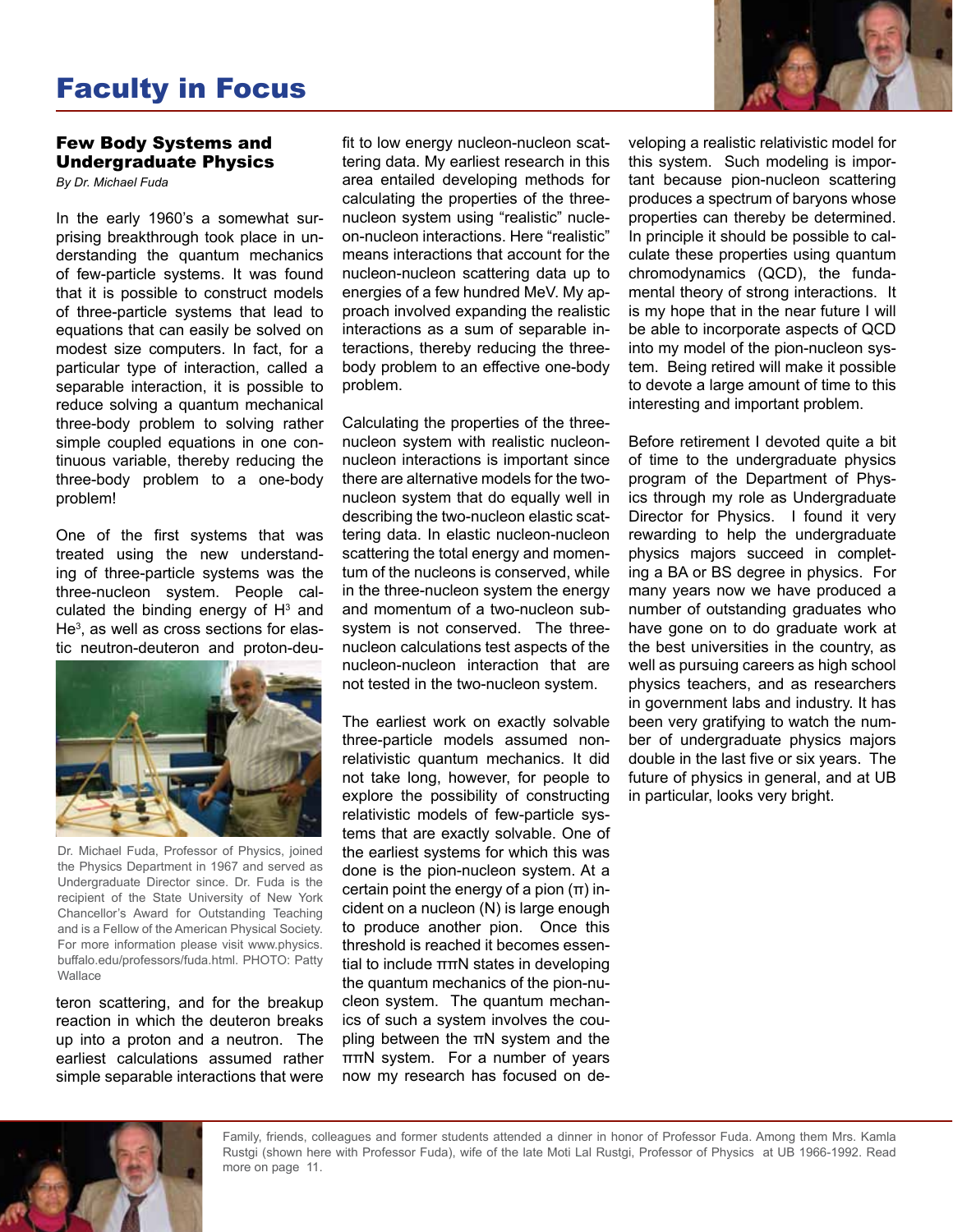# Faculty in Focus

## Few Body Systems and Undergraduate Physics

*By Dr. Michael Fuda*

In the early 1960's a somewhat surprising breakthrough took place in understanding the quantum mechanics of few-particle systems. It was found that it is possible to construct models of three-particle systems that lead to equations that can easily be solved on modest size computers. In fact, for a particular type of interaction, called a separable interaction, it is possible to reduce solving a quantum mechanical three-body problem to solving rather simple coupled equations in one continuous variable, thereby reducing the three-body problem to a one-body problem!

One of the first systems that was treated using the new understanding of three-particle systems was the three-nucleon system. People calculated the binding energy of $H^3$ and $He^3$, as well as cross sections for elastic neutron-deuteron and proton-deuteron scattering, and for the breakup reaction in which the deuteron breaks up into a proton and a neutron. The earliest calculations assumed rather simple separable interactions that were fit to low energy nucleon-nucleon scattering data. My earliest research in this area entailed developing methods for calculating the properties of the three-nucleon system using "realistic" nucleon-nucleon interactions. Here "realistic" means interactions that account for the nucleon-nucleon scattering data up to energies of a few hundred MeV. My approach involved expanding the realistic interactions as a sum of separable interactions, thereby reducing the three-body problem to an effective one-body problem.

Dr. Michael Fuda, Professor of Physics, joined the Physics Department in 1967 and served as Undergraduate Director since. Dr. Fuda is the recipient of the State University of New York Chancellor's Award for Outstanding Teaching and is a Fellow of the American Physical Society. For more information please visit www.physics.buffalo.edu/professors/fuda.html. PHOTO: Patty Wallace

Calculating the properties of the three-nucleon system with realistic nucleon-nucleon interactions is important since there are alternative models for the two-nucleon system that do equally well in describing the two-nucleon elastic scattering data. In elastic nucleon-nucleon scattering the total energy and momentum of the nucleons is conserved, while in the three-nucleon system the energy and momentum of a two-nucleon subsystem is not conserved. The three-nucleon calculations test aspects of the nucleon-nucleon interaction that are not tested in the two-nucleon system.

The earliest work on exactly solvable three-particle models assumed non-relativistic quantum mechanics. It did not take long, however, for people to explore the possibility of constructing relativistic models of few-particle systems that are exactly solvable. One of the earliest systems for which this was done is the pion-nucleon system. At a certain point the energy of a pion ($\pi$) incident on a nucleon (N) is large enough to produce another pion. Once this threshold is reached it becomes essential to include $\pi\pi N$ states in developing the quantum mechanics of the pion-nucleon system. The quantum mechanics of such a system involves the coupling between the $\pi N$ system and the $\pi\pi N$ system. For a number of years now my research has focused on developing a realistic relativistic model for this system. Such modeling is important because pion-nucleon scattering produces a spectrum of baryons whose properties can thereby be determined. In principle it should be possible to calculate these properties using quantum chromodynamics (QCD), the fundamental theory of strong interactions. It is my hope that in the near future I will be able to incorporate aspects of QCD into my model of the pion-nucleon system. Being retired will make it possible to devote a large amount of time to this interesting and important problem.

Before retirement I devoted quite a bit of time to the undergraduate physics program of the Department of Physics through my role as Undergraduate Director for Physics. I found it very rewarding to help the undergraduate physics majors succeed in completing a BA or BS degree in physics. For many years now we have produced a number of outstanding graduates who have gone on to do graduate work at the best universities in the country, as well as pursuing careers as high school physics teachers, and as researchers in government labs and industry. It has been very gratifying to watch the number of undergraduate physics majors double in the last five or six years. The future of physics in general, and at UB in particular, looks very bright.

Family, friends, colleagues and former students attended a dinner in honor of Professor Fuda. Among them Mrs. Kamla Rustgi (shown here with Professor Fuda), wife of the late Moti Lal Rustgi, Professor of Physics at UB 1966-1992. Read more on page 11.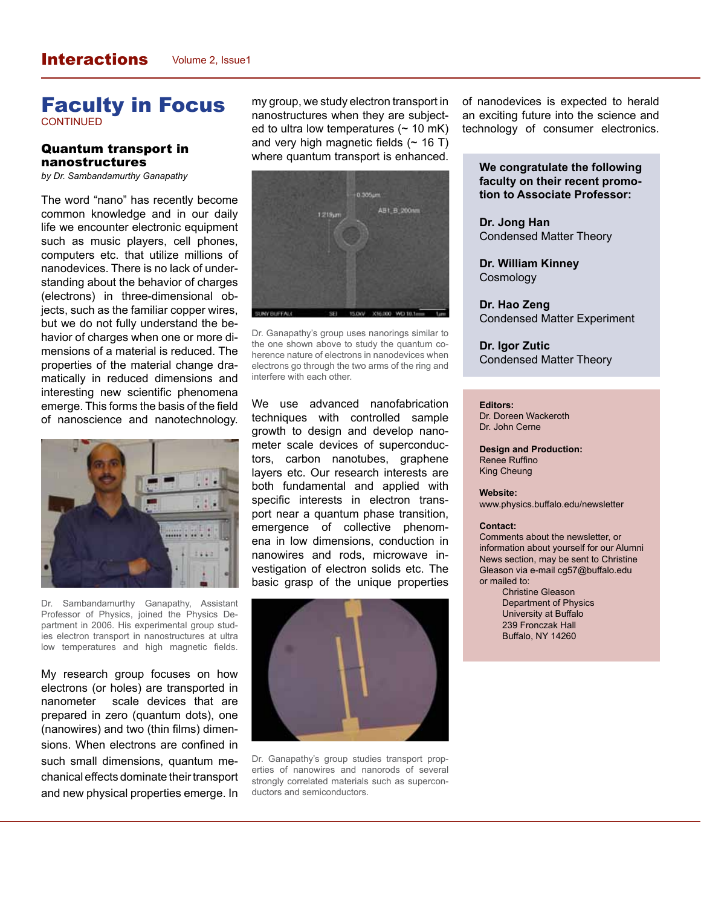# Faculty in Focus

CONTINUED

## Quantum transport in nanostructures

*by Dr. Sambandamurthy Ganapathy*

The word "nano" has recently become common knowledge and in our daily life we encounter electronic equipment such as music players, cell phones, computers etc. that utilize millions of nanodevices. There is no lack of understanding about the behavior of charges (electrons) in three-dimensional objects, such as the familiar copper wires, but we do not fully understand the behavior of charges when one or more dimensions of a material is reduced. The properties of the material change dramatically in reduced dimensions and interesting new scientific phenomena emerge. This forms the basis of the field of nanoscience and nanotechnology.

Dr. Sambandamurthy Ganapathy, Assistant Professor of Physics, joined the Physics Department in 2006. His experimental group studies electron transport in nanostructures at ultra low temperatures and high magnetic fields.

My research group focuses on how electrons (or holes) are transported in nanometer scale devices that are prepared in zero (quantum dots), one (nanowires) and two (thin films) dimensions. When electrons are confined in such small dimensions, quantum mechanical effects dominate their transport and new physical properties emerge. In my group, we study electron transport in nanostructures when they are subjected to ultra low temperatures (~ 10 mK) and very high magnetic fields (~ 16 T) where quantum transport is enhanced.

Dr. Ganapathy's group uses nanorings similar to the one shown above to study the quantum coherence nature of electrons in nanodevices when electrons go through the two arms of the ring and interfere with each other.

We use advanced nanofabrication techniques with controlled sample growth to design and develop nanometer scale devices of superconductors, carbon nanotubes, graphene layers etc. Our research interests are both fundamental and applied with specific interests in electron transport near a quantum phase transition, emergence of collective phenomena in low dimensions, conduction in nanowires and rods, microwave investigation of electron solids etc. The basic grasp of the unique properties of nanodevices is expected to herald an exciting future into the science and technology of consumer electronics.

Dr. Ganapathy's group studies transport properties of nanowires and nanorods of several strongly correlated materials such as superconductors and semiconductors.

**We congratulate the following faculty on their recent promotion to Associate Professor:**

**Dr. Jong Han**
Condensed Matter Theory

**Dr. William Kinney**
Cosmology

**Dr. Hao Zeng**
Condensed Matter Experiment

**Dr. Igor Zutic**
Condensed Matter Theory

**Editors:**
Dr. Doreen Wackeroth
Dr. John Cerne

**Design and Production:**
Renee Ruffino
King Cheung

**Website:**
www.physics.buffalo.edu/newsletter

**Contact:**
Comments about the newsletter, or information about yourself for our Alumni News section, may be sent to Christine Gleason via e-mail cg57@buffalo.edu or mailed to:

Christine Gleason
Department of Physics
University at Buffalo
239 Fronczak Hall
Buffalo, NY 14260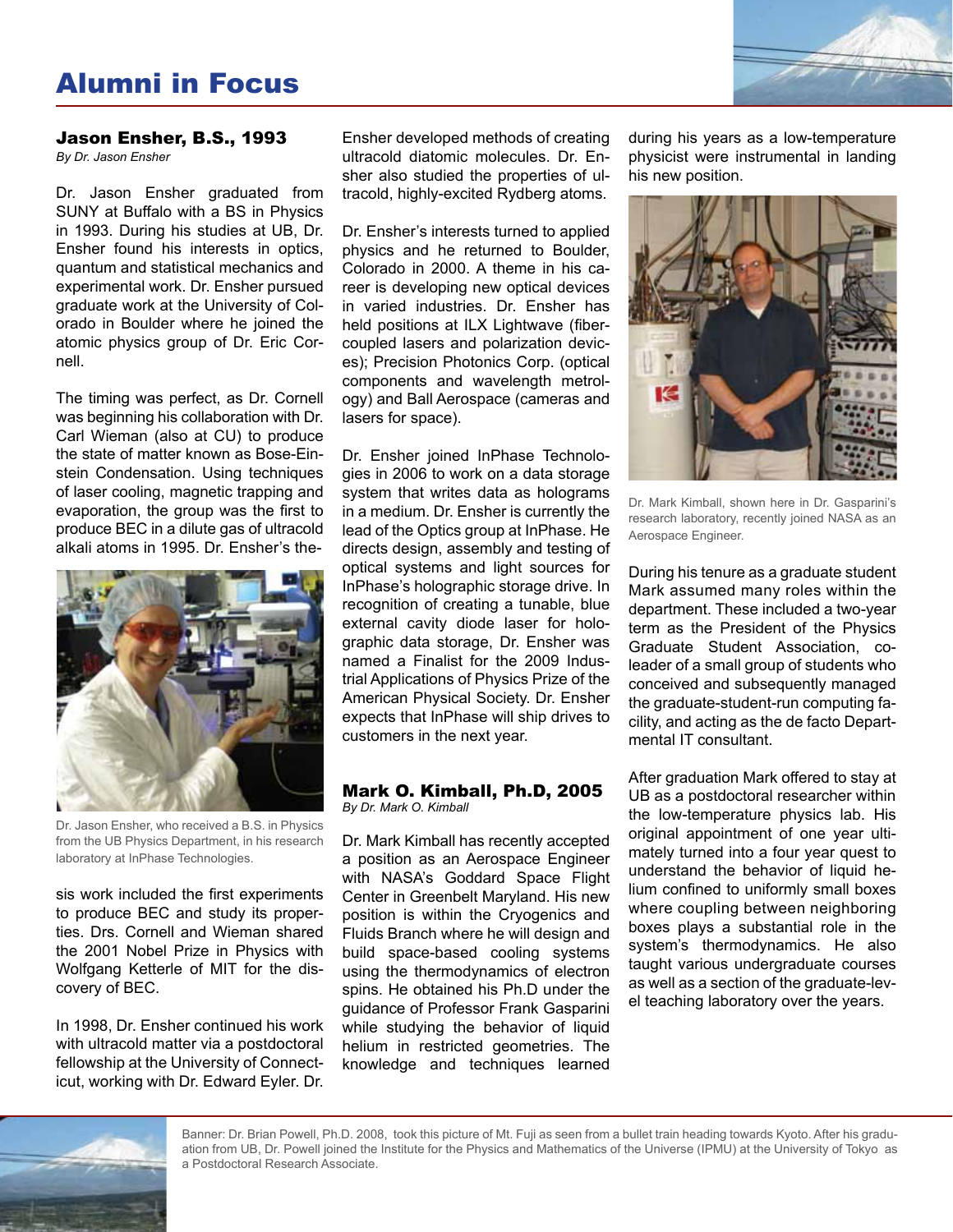# Alumni in Focus

## Jason Ensher, B.S., 1993

*By Dr. Jason Ensher*

Dr. Jason Ensher graduated from SUNY at Buffalo with a BS in Physics in 1993. During his studies at UB, Dr. Ensher found his interests in optics, quantum and statistical mechanics and experimental work. Dr. Ensher pursued graduate work at the University of Colorado in Boulder where he joined the atomic physics group of Dr. Eric Cornell.

The timing was perfect, as Dr. Cornell was beginning his collaboration with Dr. Carl Wieman (also at CU) to produce the state of matter known as Bose-Einstein Condensation. Using techniques of laser cooling, magnetic trapping and evaporation, the group was the first to produce BEC in a dilute gas of ultracold alkali atoms in 1995. Dr. Ensher's thesis work included the first experiments to produce BEC and study its properties. Drs. Cornell and Wieman shared the 2001 Nobel Prize in Physics with Wolfgang Ketterle of MIT for the discovery of BEC.

Dr. Jason Ensher, who received a B.S. in Physics from the UB Physics Department, in his research laboratory at InPhase Technologies.

In 1998, Dr. Ensher continued his work with ultracold matter via a postdoctoral fellowship at the University of Connecticut, working with Dr. Edward Eyler. Dr. Ensher developed methods of creating ultracold diatomic molecules. Dr. Ensher also studied the properties of ultracold, highly-excited Rydberg atoms.

Dr. Ensher's interests turned to applied physics and he returned to Boulder, Colorado in 2000. A theme in his career is developing new optical devices in varied industries. Dr. Ensher has held positions at ILX Lightwave (fiber-coupled lasers and polarization devices); Precision Photonics Corp. (optical components and wavelength metrology) and Ball Aerospace (cameras and lasers for space).

Dr. Ensher joined InPhase Technologies in 2006 to work on a data storage system that writes data as holograms in a medium. Dr. Ensher is currently the lead of the Optics group at InPhase. He directs design, assembly and testing of optical systems and light sources for InPhase's holographic storage drive. In recognition of creating a tunable, blue external cavity diode laser for holographic data storage, Dr. Ensher was named a Finalist for the 2009 Industrial Applications of Physics Prize of the American Physical Society. Dr. Ensher expects that InPhase will ship drives to customers in the next year.

## Mark O. Kimball, Ph.D, 2005

*By Dr. Mark O. Kimball*

Dr. Mark Kimball has recently accepted a position as an Aerospace Engineer with NASA's Goddard Space Flight Center in Greenbelt Maryland. His new position is within the Cryogenics and Fluids Branch where he will design and build space-based cooling systems using the thermodynamics of electron spins. He obtained his Ph.D under the guidance of Professor Frank Gasparini while studying the behavior of liquid helium in restricted geometries. The knowledge and techniques learned during his years as a low-temperature physicist were instrumental in landing his new position.

Dr. Mark Kimball, shown here in Dr. Gasparini's research laboratory, recently joined NASA as an Aerospace Engineer.

During his tenure as a graduate student Mark assumed many roles within the department. These included a two-year term as the President of the Physics Graduate Student Association, co-leader of a small group of students who conceived and subsequently managed the graduate-student-run computing facility, and acting as the de facto Departmental IT consultant.

After graduation Mark offered to stay at UB as a postdoctoral researcher within the low-temperature physics lab. His original appointment of one year ultimately turned into a four year quest to understand the behavior of liquid helium confined to uniformly small boxes where coupling between neighboring boxes plays a substantial role in the system's thermodynamics. He also taught various undergraduate courses as well as a section of the graduate-level teaching laboratory over the years.

Banner: Dr. Brian Powell, Ph.D. 2008, took this picture of Mt. Fuji as seen from a bullet train heading towards Kyoto. After his graduation from UB, Dr. Powell joined the Institute for the Physics and Mathematics of the Universe (IPMU) at the University of Tokyo as a Postdoctoral Research Associate.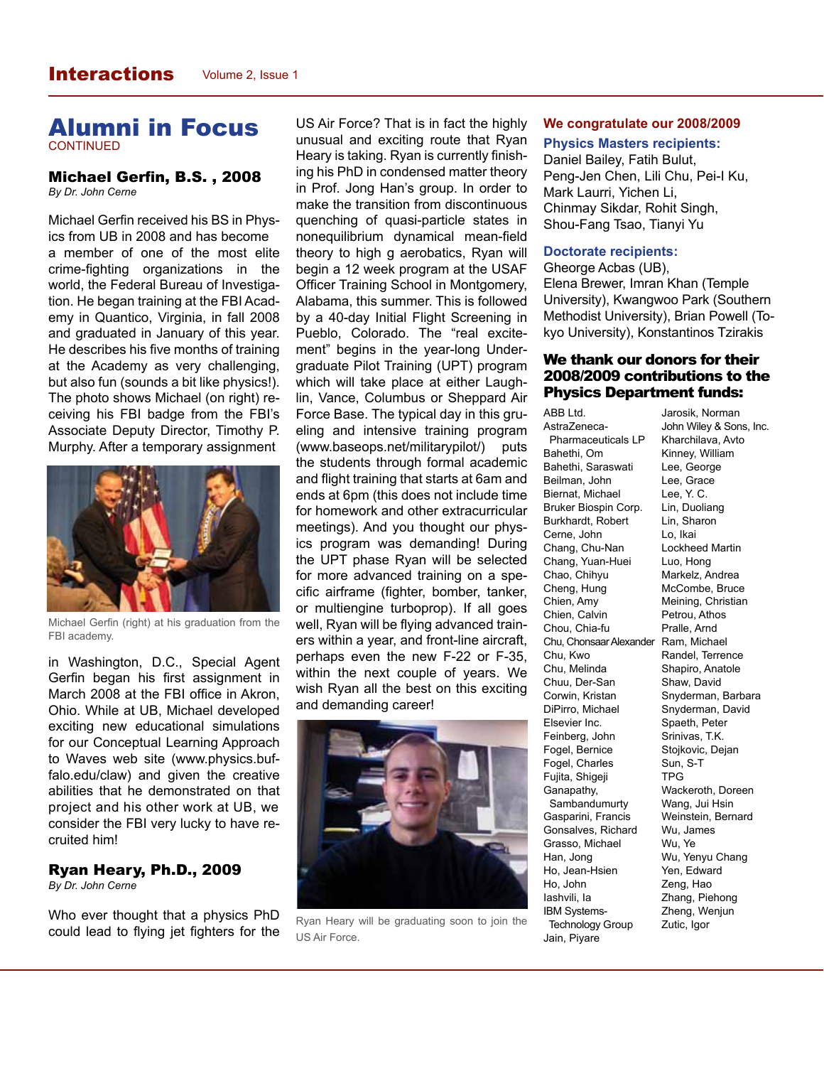# Alumni in Focus

CONTINUED

### Michael Gerfin, B.S. , 2008

*By Dr. John Cerne*

Michael Gerfin received his BS in Physics from UB in 2008 and has become a member of one of the most elite crime-fighting organizations in the world, the Federal Bureau of Investigation. He began training at the FBI Academy in Quantico, Virginia, in fall 2008 and graduated in January of this year. He describes his five months of training at the Academy as very challenging, but also fun (sounds a bit like physics!). The photo shows Michael (on right) receiving his FBI badge from the FBI's Associate Deputy Director, Timothy P. Murphy. After a temporary assignment in Washington, D.C., Special Agent Gerfin began his first assignment in March 2008 at the FBI office in Akron, Ohio. While at UB, Michael developed exciting new educational simulations for our Conceptual Learning Approach to Waves web site (www.physics.buffalo.edu/claw) and given the creative abilities that he demonstrated on that project and his other work at UB, we consider the FBI very lucky to have recruited him!

Michael Gerfin (right) at his graduation from the FBI academy.

### Ryan Heary, Ph.D., 2009

*By Dr. John Cerne*

Who ever thought that a physics PhD could lead to flying jet fighters for the US Air Force? That is in fact the highly unusual and exciting route that Ryan Heary is taking. Ryan is currently finishing his PhD in condensed matter theory in Prof. Jong Han's group. In order to make the transition from discontinuous quenching of quasi-particle states in nonequilibrium dynamical mean-field theory to high g aerobatics, Ryan will begin a 12 week program at the USAF Officer Training School in Montgomery, Alabama, this summer. This is followed by a 40-day Initial Flight Screening in Pueblo, Colorado. The "real excitement" begins in the year-long Undergraduate Pilot Training (UPT) program which will take place at either Laughlin, Vance, Columbus or Sheppard Air Force Base. The typical day in this grueling and intensive training program (www.baseops.net/militarypilot/) puts the students through formal academic and flight training that starts at 6am and ends at 6pm (this does not include time for homework and other extracurricular meetings). And you thought our physics program was demanding! During the UPT phase Ryan will be selected for more advanced training on a specific airframe (fighter, bomber, tanker, or multiengine turboprop). If all goes well, Ryan will be flying advanced trainers within a year, and front-line aircraft, perhaps even the new F-22 or F-35, within the next couple of years. We wish Ryan all the best on this exciting and demanding career!

Ryan Heary will be graduating soon to join the US Air Force.

### We congratulate our 2008/2009

**Physics Masters recipients:**
Daniel Bailey, Fatih Bulut, Peng-Jen Chen, Lili Chu, Pei-I Ku, Mark Laurri, Yichen Li, Chinmay Sikdar, Rohit Singh, Shou-Fang Tsao, Tianyi Yu

**Doctorate recipients:**
Gheorge Acbas (UB), Elena Brewer, Imran Khan (Temple University), Kwangwoo Park (Southern Methodist University), Brian Powell (Tokyo University), Konstantinos Tzirakis

### We thank our donors for their 2008/2009 contributions to the Physics Department funds:

ABB Ltd.
AstraZeneca-Pharmaceuticals LP
Bahethi, Om
Bahethi, Saraswati
Beilman, John
Biernat, Michael
Bruker Biospin Corp.
Burkhardt, Robert
Cerne, John
Chang, Chu-Nan
Chang, Yuan-Huei
Chao, Chihyu
Cheng, Hung
Chien, Amy
Chien, Calvin
Chou, Chia-fu
Chu, Chonsaar Alexander
Chu, Kwo
Chu, Melinda
Chuu, Der-San
Corwin, Kristan
DiPirro, Michael
Elsevier Inc.
Feinberg, John
Fogel, Bernice
Fogel, Charles
Fujita, Shigeji
Ganapathy, Sambandumurty
Gasparini, Francis
Gonsalves, Richard
Grasso, Michael
Han, Jong
Ho, Jean-Hsien
Ho, John
Iashvili, Ia
IBM Systems-Technology Group
Jain, Piyare
Jarosik, Norman
John Wiley & Sons, Inc.
Kharchilava, Avto
Kinney, William
Lee, George
Lee, Grace
Lee, Y. C.
Lin, Duoliang
Lin, Sharon
Lo, Ikai
Lockheed Martin
Luo, Hong
Markelz, Andrea
McCombe, Bruce
Meining, Christian
Petrou, Athos
Pralle, Arnd
Ram, Michael
Randel, Terrence
Shapiro, Anatole
Shaw, David
Snyderman, Barbara
Snyderman, David
Spaeth, Peter
Srinivas, T.K.
Stojkovic, Dejan
Sun, S-T
TPG
Wackeroth, Doreen
Wang, Jui Hsin
Weinstein, Bernard
Wu, James
Wu, Ye
Wu, Yenyu Chang
Yen, Edward
Zeng, Hao
Zhang, Piehong
Zheng, Wenjun
Zutic, Igor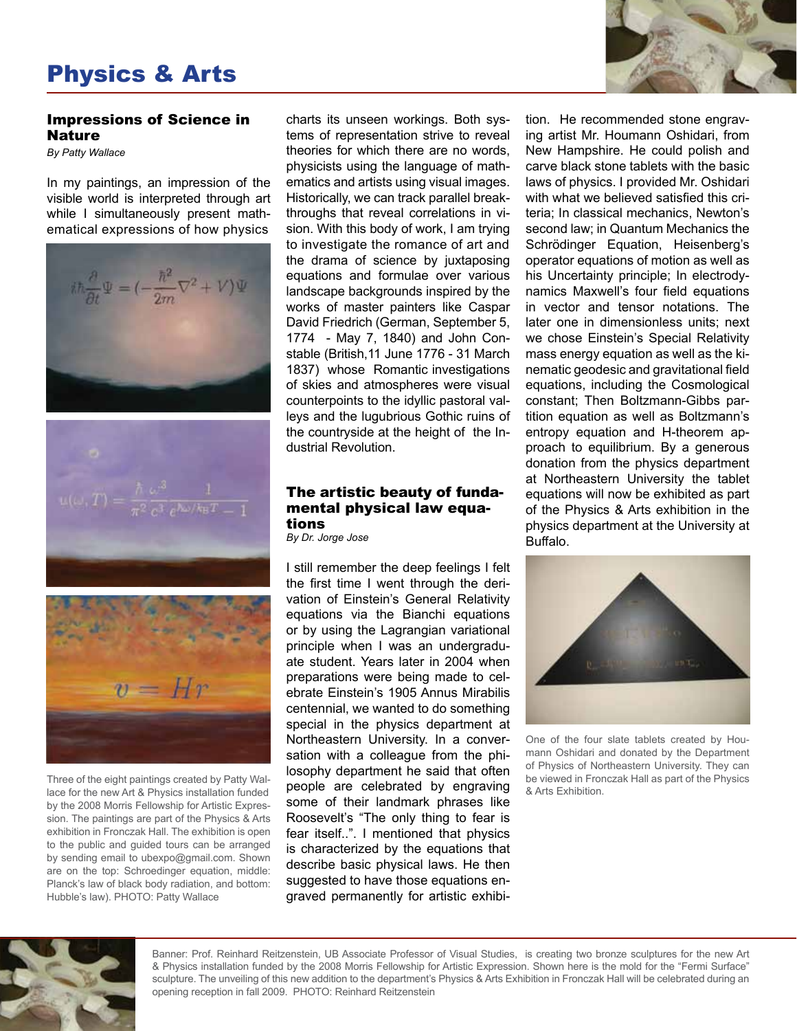# Physics & Arts

## Impressions of Science in Nature

*By Patty Wallace*

In my paintings, an impression of the visible world is interpreted through art while I simultaneously present mathematical expressions of how physics charts its unseen workings. Both systems of representation strive to reveal theories for which there are no words, physicists using the language of mathematics and artists using visual images. Historically, we can track parallel breakthroughs that reveal correlations in vision. With this body of work, I am trying to investigate the romance of art and the drama of science by juxtaposing equations and formulae over various landscape backgrounds inspired by the works of master painters like Caspar David Friedrich (German, September 5, 1774 - May 7, 1840) and John Constable (British, 11 June 1776 - 31 March 1837) whose Romantic investigations of skies and atmospheres were visual counterpoints to the idyllic pastoral valleys and the lugubrious Gothic ruins of the countryside at the height of the Industrial Revolution.

Three of the eight paintings created by Patty Wallace for the new Art & Physics installation funded by the 2008 Morris Fellowship for Artistic Expression. The paintings are part of the Physics & Arts exhibition in Fronczak Hall. The exhibition is open to the public and guided tours can be arranged by sending email to ubexpo@gmail.com. Shown are on the top: Schroedinger equation, middle: Planck's law of black body radiation, and bottom: Hubble's law). PHOTO: Patty Wallace

## The artistic beauty of fundamental physical law equations

*By Dr. Jorge Jose*

I still remember the deep feelings I felt the first time I went through the derivation of Einstein's General Relativity equations via the Bianchi equations or by using the Lagrangian variational principle when I was an undergraduate student. Years later in 2004 when preparations were being made to celebrate Einstein's 1905 Annus Mirabilis centennial, we wanted to do something special in the physics department at Northeastern University. In a conversation with a colleague from the philosophy department he said that often people are celebrated by engraving some of their landmark phrases like Roosevelt's "The only thing to fear is fear itself..". I mentioned that physics is characterized by the equations that describe basic physical laws. He then suggested to have those equations engraved permanently for artistic exhibition. He recommended stone engraving artist Mr. Houmann Oshidari, from New Hampshire. He could polish and carve black stone tablets with the basic laws of physics. I provided Mr. Oshidari with what we believed satisfied this criteria; In classical mechanics, Newton's second law; in Quantum Mechanics the Schrödinger Equation, Heisenberg's operator equations of motion as well as his Uncertainty principle; In electrodynamics Maxwell's four field equations in vector and tensor notations. The later one in dimensionless units; next we chose Einstein's Special Relativity mass energy equation as well as the kinematic geodesic and gravitational field equations, including the Cosmological constant; Then Boltzmann-Gibbs partition equation as well as Boltzmann's entropy equation and H-theorem approach to equilibrium. By a generous donation from the physics department at Northeastern University the tablet equations will now be exhibited as part of the Physics & Arts exhibition in the physics department at the University at Buffalo.

One of the four slate tablets created by Houmann Oshidari and donated by the Department of Physics of Northeastern University. They can be viewed in Fronczak Hall as part of the Physics & Arts Exhibition.

Banner: Prof. Reinhard Reitzenstein, UB Associate Professor of Visual Studies, is creating two bronze sculptures for the new Art & Physics installation funded by the 2008 Morris Fellowship for Artistic Expression. Shown here is the mold for the "Fermi Surface" sculpture. The unveiling of this new addition to the department's Physics & Arts Exhibition in Fronczak Hall will be celebrated during an opening reception in fall 2009. PHOTO: Reinhard Reitzenstein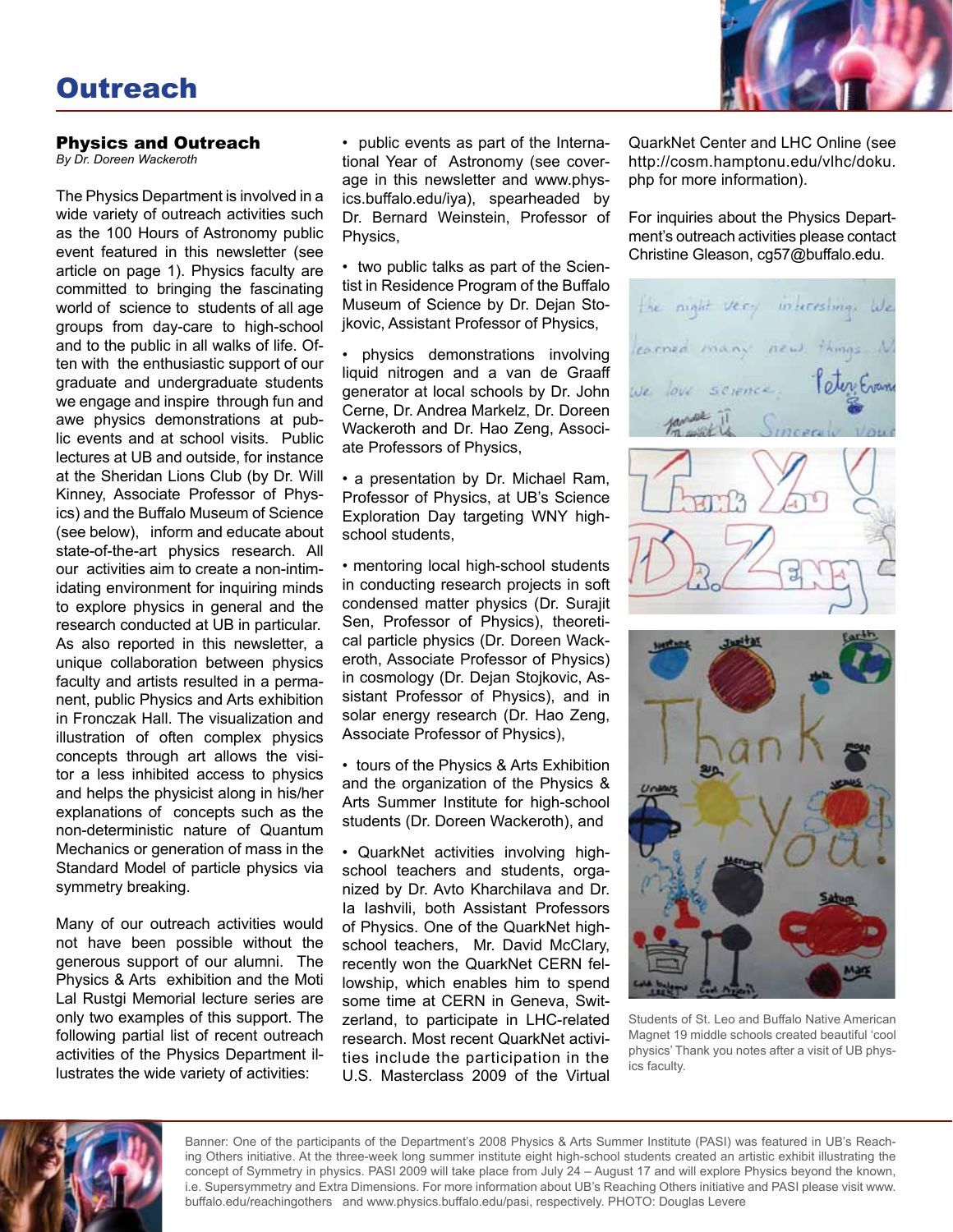# Outreach

## Physics and Outreach

*By Dr. Doreen Wackeroth*

The Physics Department is involved in a wide variety of outreach activities such as the 100 Hours of Astronomy public event featured in this newsletter (see article on page 1). Physics faculty are committed to bringing the fascinating world of science to students of all age groups from day-care to high-school and to the public in all walks of life. Often with the enthusiastic support of our graduate and undergraduate students we engage and inspire through fun and awe physics demonstrations at public events and at school visits. Public lectures at UB and outside, for instance at the Sheridan Lions Club (by Dr. Will Kinney, Associate Professor of Physics) and the Buffalo Museum of Science (see below), inform and educate about state-of-the-art physics research. All our activities aim to create a non-intimidating environment for inquiring minds to explore physics in general and the research conducted at UB in particular. As also reported in this newsletter, a unique collaboration between physics faculty and artists resulted in a permanent, public Physics and Arts exhibition in Fronczak Hall. The visualization and illustration of often complex physics concepts through art allows the visitor a less inhibited access to physics and helps the physicist along in his/her explanations of concepts such as the non-deterministic nature of Quantum Mechanics or generation of mass in the Standard Model of particle physics via symmetry breaking.

Many of our outreach activities would not have been possible without the generous support of our alumni. The Physics & Arts exhibition and the Moti Lal Rustgi Memorial lecture series are only two examples of this support. The following partial list of recent outreach activities of the Physics Department illustrates the wide variety of activities:

- public events as part of the International Year of Astronomy (see coverage in this newsletter and www.physics.buffalo.edu/iya), spearheaded by Dr. Bernard Weinstein, Professor of Physics,
- two public talks as part of the Scientist in Residence Program of the Buffalo Museum of Science by Dr. Dejan Stojkovic, Assistant Professor of Physics,
- physics demonstrations involving liquid nitrogen and a van de Graaff generator at local schools by Dr. John Cerne, Dr. Andrea Markelz, Dr. Doreen Wackeroth and Dr. Hao Zeng, Associate Professors of Physics,
- a presentation by Dr. Michael Ram, Professor of Physics, at UB's Science Exploration Day targeting WNY high-school students,
- mentoring local high-school students in conducting research projects in soft condensed matter physics (Dr. Surajit Sen, Professor of Physics), theoretical particle physics (Dr. Doreen Wackeroth, Associate Professor of Physics) in cosmology (Dr. Dejan Stojkovic, Assistant Professor of Physics), and in solar energy research (Dr. Hao Zeng, Associate Professor of Physics),
- tours of the Physics & Arts Exhibition and the organization of the Physics & Arts Summer Institute for high-school students (Dr. Doreen Wackeroth), and
- QuarkNet activities involving high-school teachers and students, organized by Dr. Avto Kharchilava and Dr. Ia Iashvili, both Assistant Professors of Physics. One of the QuarkNet high-school teachers, Mr. David McClary, recently won the QuarkNet CERN fellowship, which enables him to spend some time at CERN in Geneva, Switzerland, to participate in LHC-related research. Most recent QuarkNet activities include the participation in the U.S. Masterclass 2009 of the Virtual QuarkNet Center and LHC Online (see http://cosm.hamptonu.edu/vlhc/doku.php for more information).

For inquiries about the Physics Department's outreach activities please contact Christine Gleason, cg57@buffalo.edu.

Students of St. Leo and Buffalo Native American Magnet 19 middle schools created beautiful 'cool physics' Thank you notes after a visit of UB physics faculty.

Banner: One of the participants of the Department's 2008 Physics & Arts Summer Institute (PASI) was featured in UB's Reaching Others initiative. At the three-week long summer institute eight high-school students created an artistic exhibit illustrating the concept of Symmetry in physics. PASI 2009 will take place from July 24 – August 17 and will explore Physics beyond the known, i.e. Supersymmetry and Extra Dimensions. For more information about UB's Reaching Others initiative and PASI please visit www.buffalo.edu/reachingothers and www.physics.buffalo.edu/pasi, respectively. PHOTO: Douglas Levere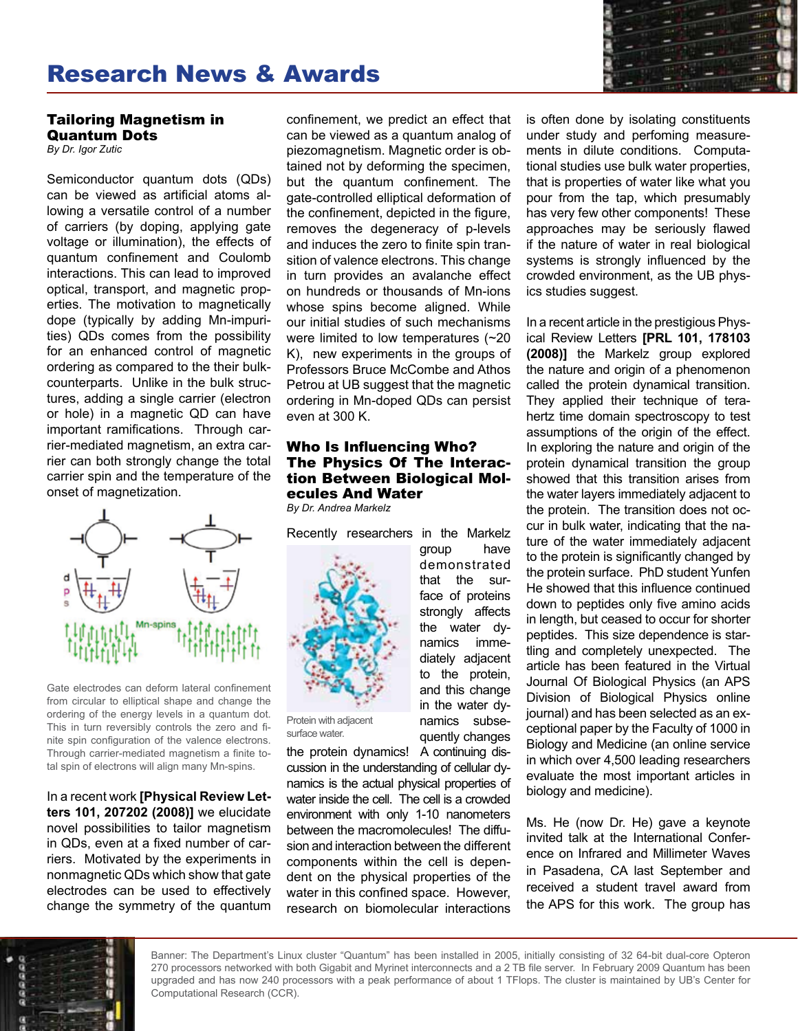# Research News & Awards

## Tailoring Magnetism in Quantum Dots

*By Dr. Igor Zutic*

Semiconductor quantum dots (QDs) can be viewed as artificial atoms allowing a versatile control of a number of carriers (by doping, applying gate voltage or illumination), the effects of quantum confinement and Coulomb interactions. This can lead to improved optical, transport, and magnetic properties. The motivation to magnetically dope (typically by adding Mn-impurities) QDs comes from the possibility for an enhanced control of magnetic ordering as compared to the their bulk-counterparts. Unlike in the bulk structures, adding a single carrier (electron or hole) in a magnetic QD can have important ramifications. Through carrier-mediated magnetism, an extra carrier can both strongly change the total carrier spin and the temperature of the onset of magnetization.

Gate electrodes can deform lateral confinement from circular to elliptical shape and change the ordering of the energy levels in a quantum dot. This in turn reversibly controls the zero and finite spin configuration of the valence electrons. Through carrier-mediated magnetism a finite total spin of electrons will align many Mn-spins.

In a recent work **[Physical Review Letters 101, 207202 (2008)]** we elucidate novel possibilities to tailor magnetism in QDs, even at a fixed number of carriers. Motivated by the experiments in nonmagnetic QDs which show that gate electrodes can be used to effectively change the symmetry of the quantum confinement, we predict an effect that can be viewed as a quantum analog of piezomagnetism. Magnetic order is obtained not by deforming the specimen, but the quantum confinement. The gate-controlled elliptical deformation of the confinement, depicted in the figure, removes the degeneracy of p-levels and induces the zero to finite spin transition of valence electrons. This change in turn provides an avalanche effect on hundreds or thousands of Mn-ions whose spins become aligned. While our initial studies of such mechanisms were limited to low temperatures (~20 K), new experiments in the groups of Professors Bruce McCombe and Athos Petrou at UB suggest that the magnetic ordering in Mn-doped QDs can persist even at 300 K.

## Who Is Influencing Who? The Physics Of The Interaction Between Biological Molecules And Water

*By Dr. Andrea Markelz*

Recently researchers in the Markelz group have demonstrated that the surface of proteins strongly affects the water dynamics immediately adjacent to the protein, and this change in the water dynamics subsequently changes the protein dynamics! A continuing discussion in the understanding of cellular dynamics is the actual physical properties of water inside the cell. The cell is a crowded environment with only 1-10 nanometers between the macromolecules! The diffusion and interaction between the different components within the cell is dependent on the physical properties of the water in this confined space. However, research on biomolecular interactions is often done by isolating constituents under study and perfoming measurements in dilute conditions. Computational studies use bulk water properties, that is properties of water like what you pour from the tap, which presumably has very few other components! These approaches may be seriously flawed if the nature of water in real biological systems is strongly influenced by the crowded environment, as the UB physics studies suggest.

Protein with adjacent surface water.

In a recent article in the prestigious Physical Review Letters **[PRL 101, 178103 (2008)]** the Markelz group explored the nature and origin of a phenomenon called the protein dynamical transition. They applied their technique of terahertz time domain spectroscopy to test assumptions of the origin of the effect. In exploring the nature and origin of the protein dynamical transition the group showed that this transition arises from the water layers immediately adjacent to the protein. The transition does not occur in bulk water, indicating that the nature of the water immediately adjacent to the protein is significantly changed by the protein surface. PhD student Yunfen He showed that this influence continued down to peptides only five amino acids in length, but ceased to occur for shorter peptides. This size dependence is startling and completely unexpected. The article has been featured in the Virtual Journal Of Biological Physics (an APS Division of Biological Physics online journal) and has been selected as an exceptional paper by the Faculty of 1000 in Biology and Medicine (an online service in which over 4,500 leading researchers evaluate the most important articles in biology and medicine).

Ms. He (now Dr. He) gave a keynote invited talk at the International Conference on Infrared and Millimeter Waves in Pasadena, CA last September and received a student travel award from the APS for this work. The group has

Banner: The Department's Linux cluster "Quantum" has been installed in 2005, initially consisting of 32 64-bit dual-core Opteron 270 processors networked with both Gigabit and Myrinet interconnects and a 2 TB file server. In February 2009 Quantum has been upgraded and has now 240 processors with a peak performance of about 1 TFlops. The cluster is maintained by UB's Center for Computational Research (CCR).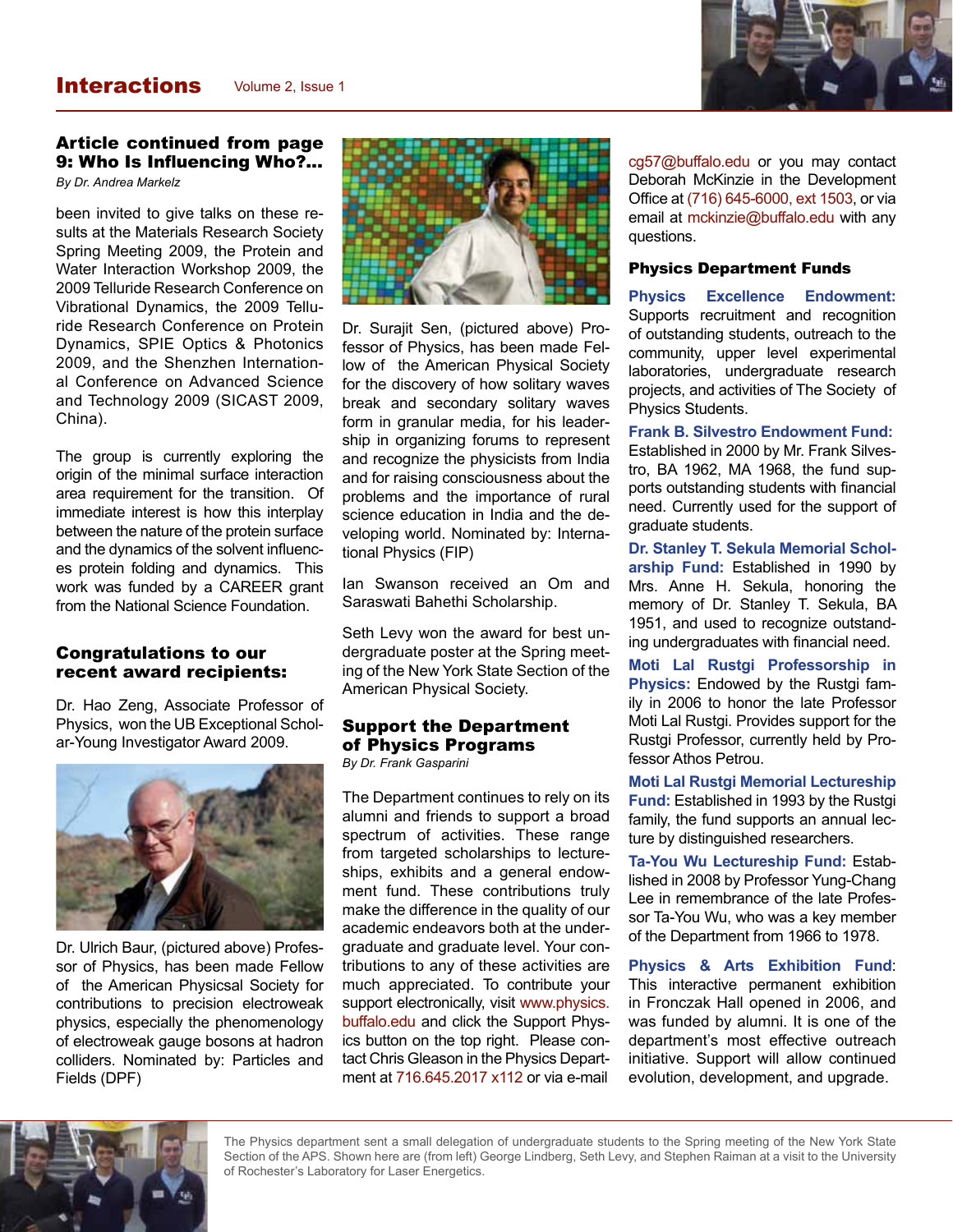## Article continued from page 9: Who Is Influencing Who?...

*By Dr. Andrea Markelz*

been invited to give talks on these results at the Materials Research Society Spring Meeting 2009, the Protein and Water Interaction Workshop 2009, the 2009 Telluride Research Conference on Vibrational Dynamics, the 2009 Telluride Research Conference on Protein Dynamics, SPIE Optics & Photonics 2009, and the Shenzhen International Conference on Advanced Science and Technology 2009 (SICAST 2009, China).

The group is currently exploring the origin of the minimal surface interaction area requirement for the transition. Of immediate interest is how this interplay between the nature of the protein surface and the dynamics of the solvent influences protein folding and dynamics. This work was funded by a CAREER grant from the National Science Foundation.

## Congratulations to our recent award recipients:

Dr. Hao Zeng, Associate Professor of Physics, won the UB Exceptional Scholar-Young Investigator Award 2009.

Dr. Ulrich Baur, (pictured above) Professor of Physics, has been made Fellow of the American Physicsal Society for contributions to precision electroweak physics, especially the phenomenology of electroweak gauge bosons at hadron colliders. Nominated by: Particles and Fields (DPF)

Dr. Surajit Sen, (pictured above) Professor of Physics, has been made Fellow of the American Physical Society for the discovery of how solitary waves break and secondary solitary waves form in granular media, for his leadership in organizing forums to represent and recognize the physicists from India and for raising consciousness about the problems and the importance of rural science education in India and the developing world. Nominated by: International Physics (FIP)

Ian Swanson received an Om and Saraswati Bahethi Scholarship.

Seth Levy won the award for best undergraduate poster at the Spring meeting of the New York State Section of the American Physical Society.

## Support the Department of Physics Programs

*By Dr. Frank Gasparini*

The Department continues to rely on its alumni and friends to support a broad spectrum of activities. These range from targeted scholarships to lectureships, exhibits and a general endowment fund. These contributions truly make the difference in the quality of our academic endeavors both at the undergraduate and graduate level. Your contributions to any of these activities are much appreciated. To contribute your support electronically, visit www.physics.buffalo.edu and click the Support Physics button on the top right. Please contact Chris Gleason in the Physics Department at 716.645.2017 x112 or via e-mail cg57@buffalo.edu or you may contact Deborah McKinzie in the Development Office at (716) 645-6000, ext 1503, or via email at mckinzie@buffalo.edu with any questions.

### Physics Department Funds

**Physics Excellence Endowment:** Supports recruitment and recognition of outstanding students, outreach to the community, upper level experimental laboratories, undergraduate research projects, and activities of The Society of Physics Students.

**Frank B. Silvestro Endowment Fund:** Established in 2000 by Mr. Frank Silvestro, BA 1962, MA 1968, the fund supports outstanding students with financial need. Currently used for the support of graduate students.

**Dr. Stanley T. Sekula Memorial Scholarship Fund:** Established in 1990 by Mrs. Anne H. Sekula, honoring the memory of Dr. Stanley T. Sekula, BA 1951, and used to recognize outstanding undergraduates with financial need.

**Moti Lal Rustgi Professorship in Physics:** Endowed by the Rustgi family in 2006 to honor the late Professor Moti Lal Rustgi. Provides support for the Rustgi Professor, currently held by Professor Athos Petrou.

**Moti Lal Rustgi Memorial Lectureship Fund:** Established in 1993 by the Rustgi family, the fund supports an annual lecture by distinguished researchers.

**Ta-You Wu Lectureship Fund:** Established in 2008 by Professor Yung-Chang Lee in remembrance of the late Professor Ta-You Wu, who was a key member of the Department from 1966 to 1978.

**Physics & Arts Exhibition Fund:** This interactive permanent exhibition in Fronczak Hall opened in 2006, and was funded by alumni. It is one of the department's most effective outreach initiative. Support will allow continued evolution, development, and upgrade.

The Physics department sent a small delegation of undergraduate students to the Spring meeting of the New York State Section of the APS. Shown here are (from left) George Lindberg, Seth Levy, and Stephen Raiman at a visit to the University of Rochester's Laboratory for Laser Energetics.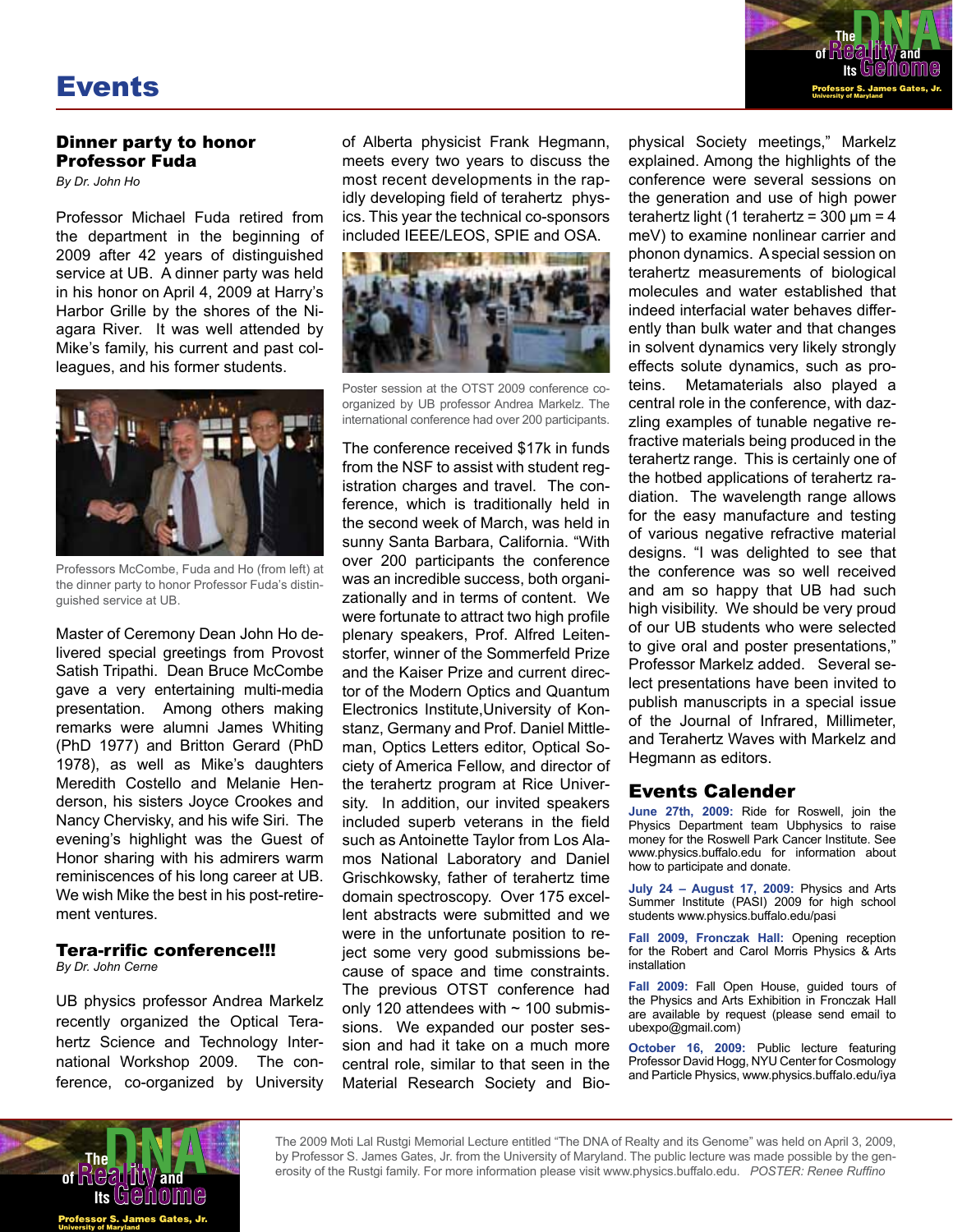# Events

## Dinner party to honor Professor Fuda

*By Dr. John Ho*

Professor Michael Fuda retired from the department in the beginning of 2009 after 42 years of distinguished service at UB. A dinner party was held in his honor on April 4, 2009 at Harry's Harbor Grille by the shores of the Niagara River. It was well attended by Mike's family, his current and past colleagues, and his former students.

Professors McCombe, Fuda and Ho (from left) at the dinner party to honor Professor Fuda's distinguished service at UB.

Master of Ceremony Dean John Ho delivered special greetings from Provost Satish Tripathi. Dean Bruce McCombe gave a very entertaining multi-media presentation. Among others making remarks were alumni James Whiting (PhD 1977) and Britton Gerard (PhD 1978), as well as Mike's daughters Meredith Costello and Melanie Henderson, his sisters Joyce Crookes and Nancy Chervisky, and his wife Siri. The evening's highlight was the Guest of Honor sharing with his admirers warm reminiscences of his long career at UB. We wish Mike the best in his post-retirement ventures.

## Tera-rrific conference!!!

*By Dr. John Cerne*

UB physics professor Andrea Markelz recently organized the Optical Terahertz Science and Technology International Workshop 2009. The conference, co-organized by University of Alberta physicist Frank Hegmann, meets every two years to discuss the most recent developments in the rapidly developing field of terahertz physics. This year the technical co-sponsors included IEEE/LEOS, SPIE and OSA.

Poster session at the OTST 2009 conference co-organized by UB professor Andrea Markelz. The international conference had over 200 participants.

The conference received $17k in funds from the NSF to assist with student registration charges and travel. The conference, which is traditionally held in the second week of March, was held in sunny Santa Barbara, California. "With over 200 participants the conference was an incredible success, both organizationally and in terms of content. We were fortunate to attract two high profile plenary speakers, Prof. Alfred Leitenstorfer, winner of the Sommerfeld Prize and the Kaiser Prize and current director of the Modern Optics and Quantum Electronics Institute,University of Konstanz, Germany and Prof. Daniel Mittleman, Optics Letters editor, Optical Society of America Fellow, and director of the terahertz program at Rice University. In addition, our invited speakers included superb veterans in the field such as Antoinette Taylor from Los Alamos National Laboratory and Daniel Grischkowsky, father of terahertz time domain spectroscopy. Over 175 excellent abstracts were submitted and we were in the unfortunate position to reject some very good submissions because of space and time constraints. The previous OTST conference had only 120 attendees with ~ 100 submissions. We expanded our poster session and had it take on a much more central role, similar to that seen in the Material Research Society and Biophysical Society meetings," Markelz explained. Among the highlights of the conference were several sessions on the generation and use of high power terahertz light (1 terahertz = 300 μm = 4 meV) to examine nonlinear carrier and phonon dynamics. A special session on terahertz measurements of biological molecules and water established that indeed interfacial water behaves differently than bulk water and that changes in solvent dynamics very likely strongly effects solute dynamics, such as proteins. Metamaterials also played a central role in the conference, with dazzling examples of tunable negative refractive materials being produced in the terahertz range. This is certainly one of the hotbed applications of terahertz radiation. The wavelength range allows for the easy manufacture and testing of various negative refractive material designs. "I was delighted to see that the conference was so well received and am so happy that UB had such high visibility. We should be very proud of our UB students who were selected to give oral and poster presentations," Professor Markelz added. Several select presentations have been invited to publish manuscripts in a special issue of the Journal of Infrared, Millimeter, and Terahertz Waves with Markelz and Hegmann as editors.

## Events Calender

**June 27th, 2009:** Ride for Roswell, join the Physics Department team Ubphysics to raise money for the Roswell Park Cancer Institute. See www.physics.buffalo.edu for information about how to participate and donate.

**July 24 – August 17, 2009:** Physics and Arts Summer Institute (PASI) 2009 for high school students www.physics.buffalo.edu/pasi

**Fall 2009, Fronczak Hall:** Opening reception for the Robert and Carol Morris Physics & Arts installation

**Fall 2009:** Fall Open House, guided tours of the Physics and Arts Exhibition in Fronczak Hall are available by request (please send email to ubexpo@gmail.com)

**October 16, 2009:** Public lecture featuring Professor David Hogg, NYU Center for Cosmology and Particle Physics, www.physics.buffalo.edu/iya

The 2009 Moti Lal Rustgi Memorial Lecture entitled "The DNA of Realty and its Genome" was held on April 3, 2009, by Professor S. James Gates, Jr. from the University of Maryland. The public lecture was made possible by the generosity of the Rustgi family. For more information please visit www.physics.buffalo.edu. *POSTER: Renee Ruffino*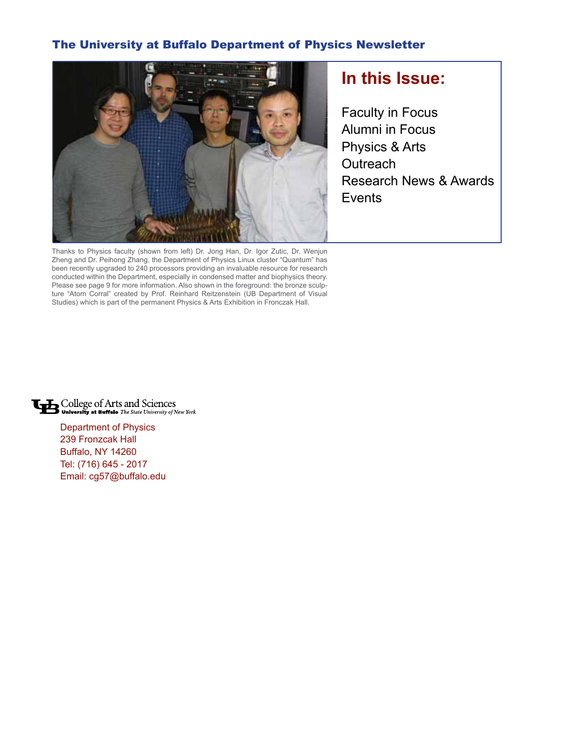## The University at Buffalo Department of Physics Newsletter

# In this Issue:

Faculty in Focus
Alumni in Focus
Physics & Arts
Outreach
Research News & Awards
Events

Thanks to Physics faculty (shown from left) Dr. Jong Han, Dr. Igor Zutic, Dr. Wenjun Zheng and Dr. Peihong Zhang, the Department of Physics Linux cluster "Quantum" has been recently upgraded to 240 processors providing an invaluable resource for research conducted within the Department, especially in condensed matter and biophysics theory. Please see page 9 for more information. Also shown in the foreground: the bronze sculpture "Atom Corral" created by Prof. Reinhard Reitzenstein (UB Department of Visual Studies) which is part of the permanent Physics & Arts Exhibition in Fronczak Hall.

College of Arts and Sciences
University at Buffalo The State University of New York

Department of Physics
239 Fronzcak Hall
Buffalo, NY 14260
Tel: (716) 645 - 2017
Email: cg57@buffalo.edu